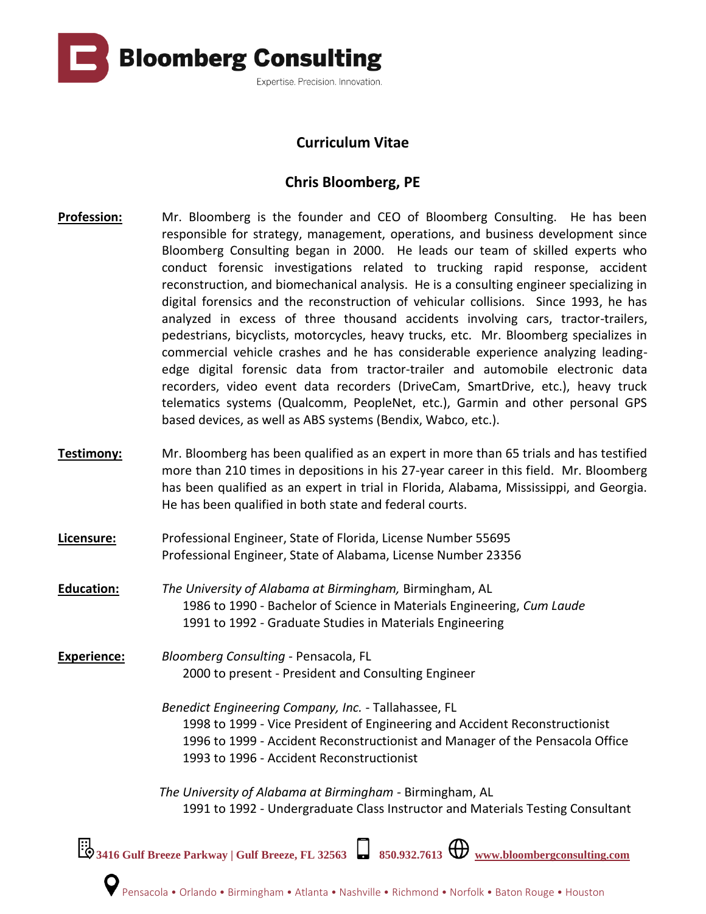**Bloomberg Consulting**

Expertise. Precision. Innovation.

# Curriculum Vitae

## Chris Bloomberg, PE

**Profession:** Mr. Bloomberg is the founder and CEO of Bloomberg Consulting. He has been responsible for strategy, management, operations, and business development since Bloomberg Consulting began in 2000. He leads our team of skilled experts who conduct forensic investigations related to trucking rapid response, accident reconstruction, and biomechanical analysis. He is a consulting engineer specializing in digital forensics and the reconstruction of vehicular collisions. Since 1993, he has analyzed in excess of three thousand accidents involving cars, tractor-trailers, pedestrians, bicyclists, motorcycles, heavy trucks, etc. Mr. Bloomberg specializes in commercial vehicle crashes and he has considerable experience analyzing leading-edge digital forensic data from tractor-trailer and automobile electronic data recorders, video event data recorders (DriveCam, SmartDrive, etc.), heavy truck telematics systems (Qualcomm, PeopleNet, etc.), Garmin and other personal GPS based devices, as well as ABS systems (Bendix, Wabco, etc.).

**Testimony:** Mr. Bloomberg has been qualified as an expert in more than 65 trials and has testified more than 210 times in depositions in his 27-year career in this field. Mr. Bloomberg has been qualified as an expert in trial in Florida, Alabama, Mississippi, and Georgia. He has been qualified in both state and federal courts.

**Licensure:**
Professional Engineer, State of Florida, License Number 55695
Professional Engineer, State of Alabama, License Number 23356

**Education:**
*The University of Alabama at Birmingham,* Birmingham, AL
- 1986 to 1990 - Bachelor of Science in Materials Engineering, *Cum Laude*
- 1991 to 1992 - Graduate Studies in Materials Engineering

**Experience:**
*Bloomberg Consulting* - Pensacola, FL
- 2000 to present - President and Consulting Engineer

*Benedict Engineering Company, Inc.* - Tallahassee, FL
- 1998 to 1999 - Vice President of Engineering and Accident Reconstructionist
- 1996 to 1999 - Accident Reconstructionist and Manager of the Pensacola Office
- 1993 to 1996 - Accident Reconstructionist

*The University of Alabama at Birmingham* - Birmingham, AL
- 1991 to 1992 - Undergraduate Class Instructor and Materials Testing Consultant

3416 Gulf Breeze Parkway | Gulf Breeze, FL 32563 850.932.7613 www.bloombergconsulting.com

Pensacola • Orlando • Birmingham • Atlanta • Nashville • Richmond • Norfolk • Baton Rouge • Houston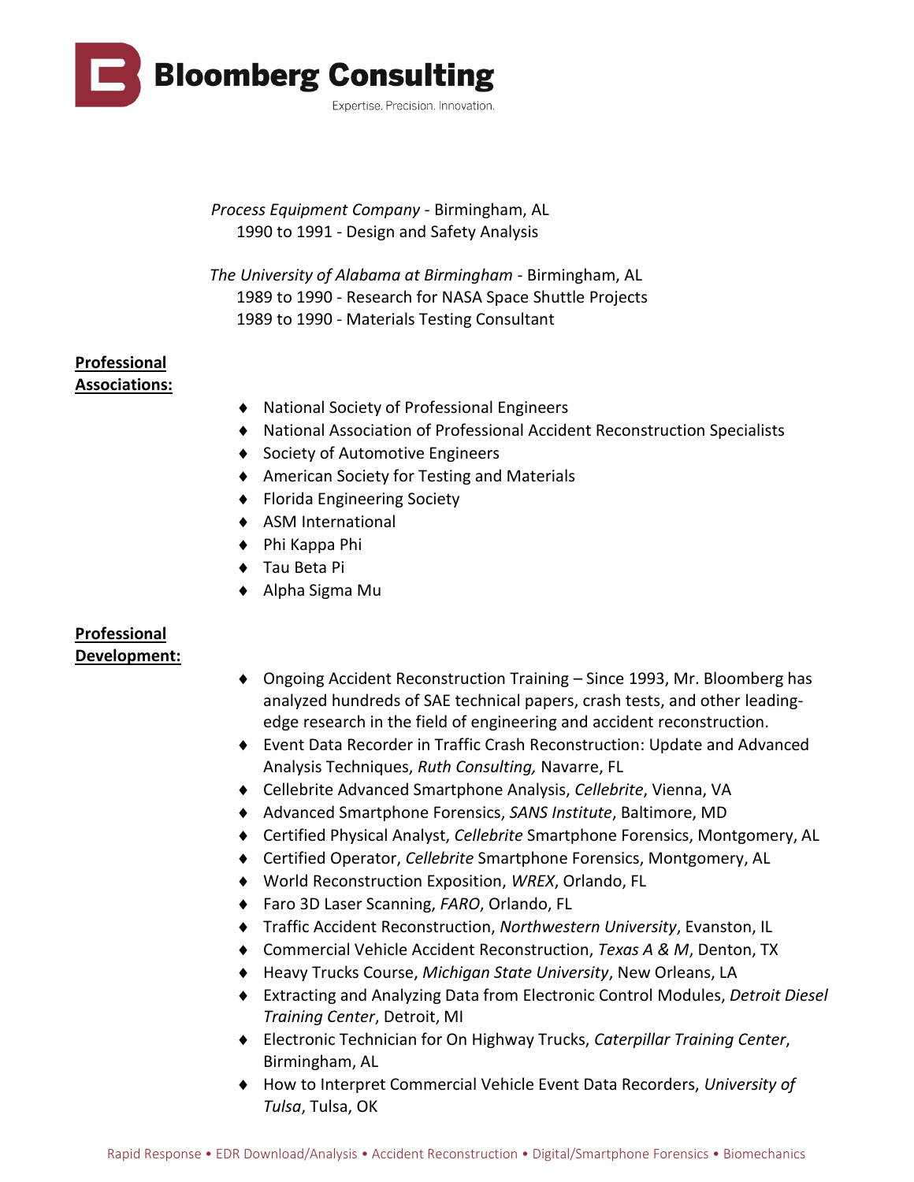*Process Equipment Company* - Birmingham, AL
1990 to 1991 - Design and Safety Analysis

*The University of Alabama at Birmingham* - Birmingham, AL
1989 to 1990 - Research for NASA Space Shuttle Projects
1989 to 1990 - Materials Testing Consultant

**Professional Associations:**

- National Society of Professional Engineers
- National Association of Professional Accident Reconstruction Specialists
- Society of Automotive Engineers
- American Society for Testing and Materials
- Florida Engineering Society
- ASM International
- Phi Kappa Phi
- Tau Beta Pi
- Alpha Sigma Mu

**Professional Development:**

- Ongoing Accident Reconstruction Training – Since 1993, Mr. Bloomberg has analyzed hundreds of SAE technical papers, crash tests, and other leading-edge research in the field of engineering and accident reconstruction.
- Event Data Recorder in Traffic Crash Reconstruction: Update and Advanced Analysis Techniques, *Ruth Consulting,* Navarre, FL
- Cellebrite Advanced Smartphone Analysis, *Cellebrite*, Vienna, VA
- Advanced Smartphone Forensics, *SANS Institute*, Baltimore, MD
- Certified Physical Analyst, *Cellebrite* Smartphone Forensics, Montgomery, AL
- Certified Operator, *Cellebrite* Smartphone Forensics, Montgomery, AL
- World Reconstruction Exposition, *WREX*, Orlando, FL
- Faro 3D Laser Scanning, *FARO*, Orlando, FL
- Traffic Accident Reconstruction, *Northwestern University*, Evanston, IL
- Commercial Vehicle Accident Reconstruction, *Texas A & M*, Denton, TX
- Heavy Trucks Course, *Michigan State University*, New Orleans, LA
- Extracting and Analyzing Data from Electronic Control Modules, *Detroit Diesel Training Center*, Detroit, MI
- Electronic Technician for On Highway Trucks, *Caterpillar Training Center*, Birmingham, AL
- How to Interpret Commercial Vehicle Event Data Recorders, *University of Tulsa*, Tulsa, OK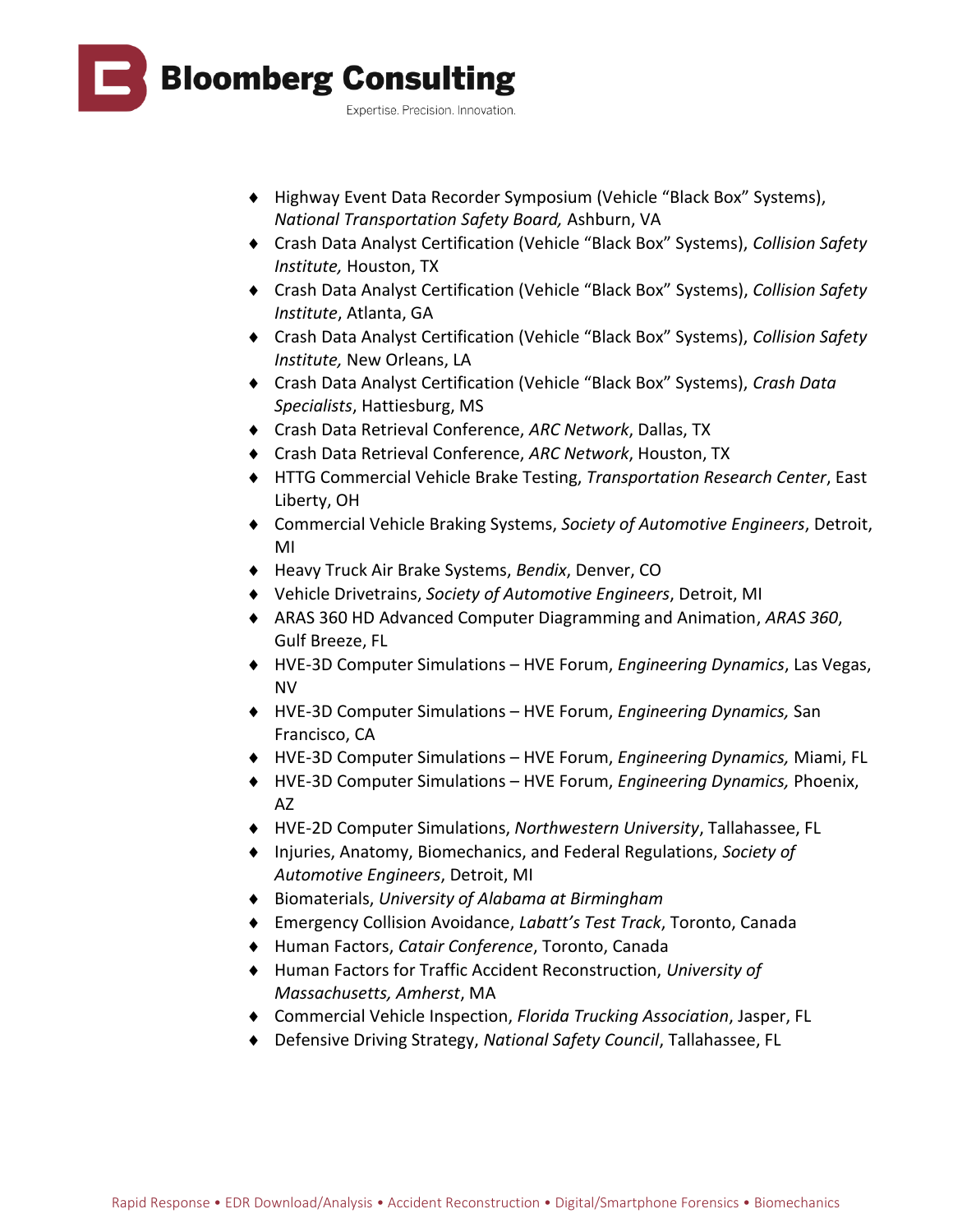- Highway Event Data Recorder Symposium (Vehicle “Black Box” Systems), *National Transportation Safety Board,* Ashburn, VA
- Crash Data Analyst Certification (Vehicle “Black Box” Systems), *Collision Safety Institute,* Houston, TX
- Crash Data Analyst Certification (Vehicle “Black Box” Systems), *Collision Safety Institute*, Atlanta, GA
- Crash Data Analyst Certification (Vehicle “Black Box” Systems), *Collision Safety Institute,* New Orleans, LA
- Crash Data Analyst Certification (Vehicle “Black Box” Systems), *Crash Data Specialists*, Hattiesburg, MS
- Crash Data Retrieval Conference, *ARC Network*, Dallas, TX
- Crash Data Retrieval Conference, *ARC Network*, Houston, TX
- HTTG Commercial Vehicle Brake Testing, *Transportation Research Center*, East Liberty, OH
- Commercial Vehicle Braking Systems, *Society of Automotive Engineers*, Detroit, MI
- Heavy Truck Air Brake Systems, *Bendix*, Denver, CO
- Vehicle Drivetrains, *Society of Automotive Engineers*, Detroit, MI
- ARAS 360 HD Advanced Computer Diagramming and Animation, *ARAS 360*, Gulf Breeze, FL
- HVE-3D Computer Simulations – HVE Forum, *Engineering Dynamics*, Las Vegas, NV
- HVE-3D Computer Simulations – HVE Forum, *Engineering Dynamics,* San Francisco, CA
- HVE-3D Computer Simulations – HVE Forum, *Engineering Dynamics,* Miami, FL
- HVE-3D Computer Simulations – HVE Forum, *Engineering Dynamics,* Phoenix, AZ
- HVE-2D Computer Simulations, *Northwestern University*, Tallahassee, FL
- Injuries, Anatomy, Biomechanics, and Federal Regulations, *Society of Automotive Engineers*, Detroit, MI
- Biomaterials, *University of Alabama at Birmingham*
- Emergency Collision Avoidance, *Labatt’s Test Track*, Toronto, Canada
- Human Factors, *Catair Conference*, Toronto, Canada
- Human Factors for Traffic Accident Reconstruction, *University of Massachusetts, Amherst*, MA
- Commercial Vehicle Inspection, *Florida Trucking Association*, Jasper, FL
- Defensive Driving Strategy, *National Safety Council*, Tallahassee, FL